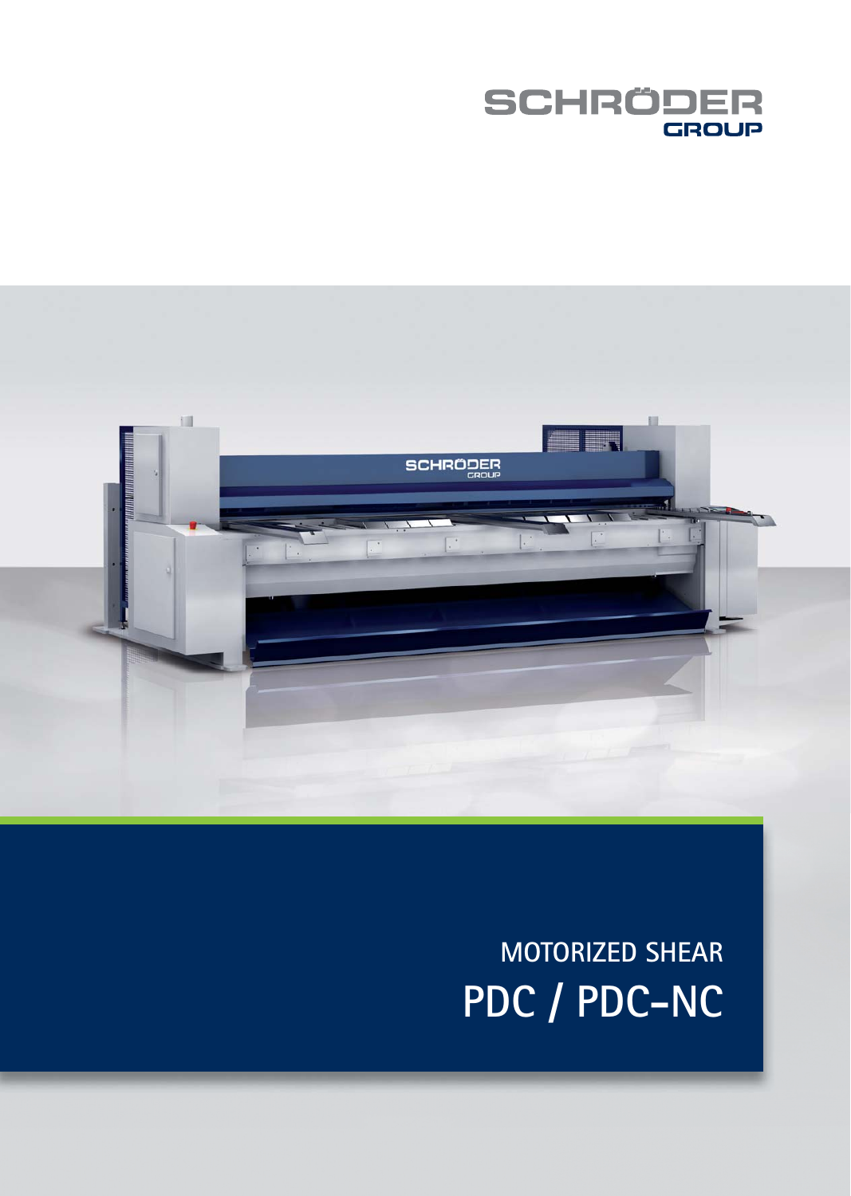SCHRÖDER GROUP

MOTORIZED SHEAR

# PDC / PDC-NC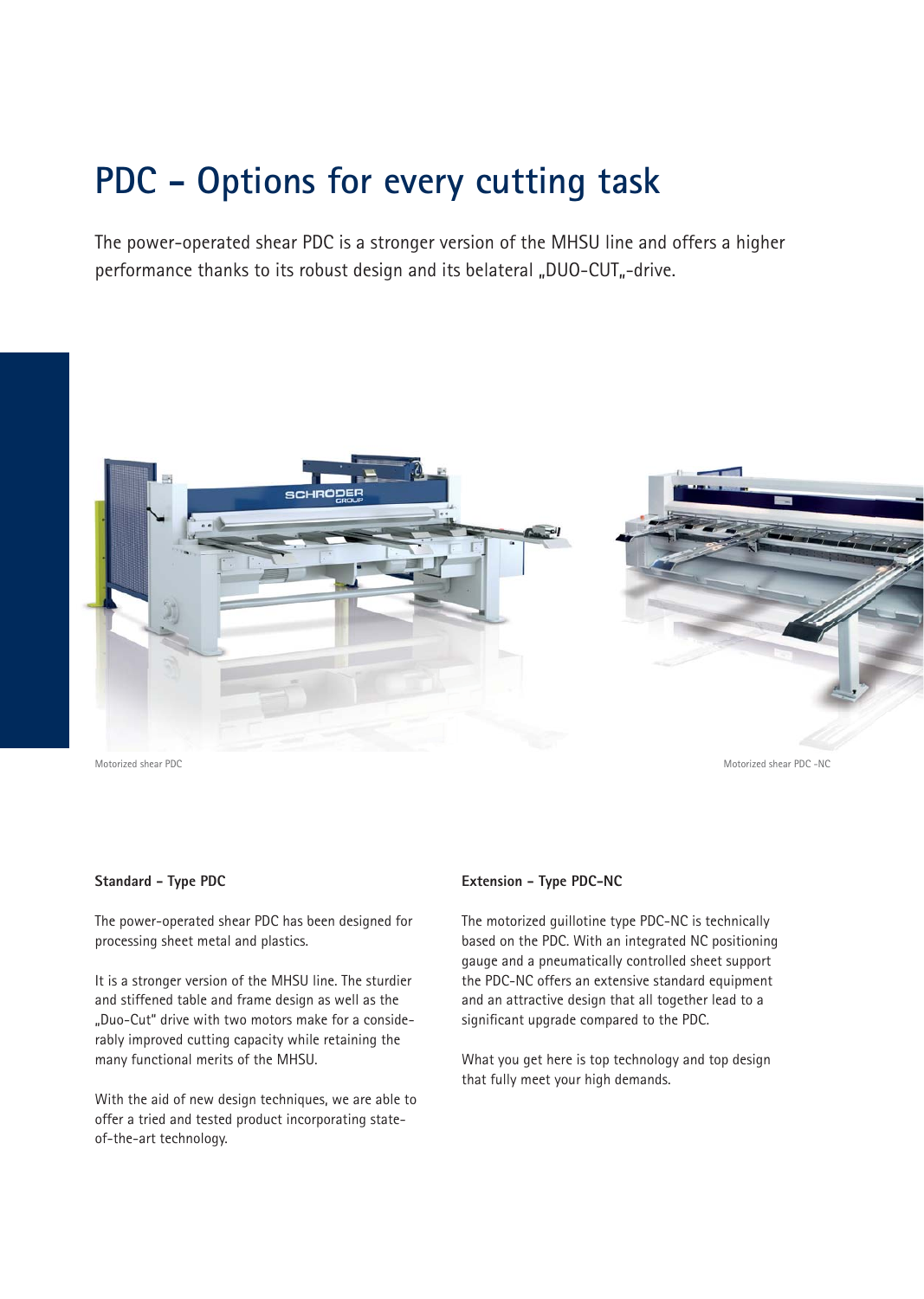# PDC – Options for every cutting task

The power-operated shear PDC is a stronger version of the MHSU line and offers a higher performance thanks to its robust design and its belateral „DUO-CUT„-drive.

Motorized shear PDC

Motorized shear PDC -NC

**Standard – Type PDC**

The power-operated shear PDC has been designed for processing sheet metal and plastics.

It is a stronger version of the MHSU line. The sturdier and stiffened table and frame design as well as the „Duo-Cut" drive with two motors make for a considerably improved cutting capacity while retaining the many functional merits of the MHSU.

With the aid of new design techniques, we are able to offer a tried and tested product incorporating state-of-the-art technology.

**Extension – Type PDC-NC**

The motorized guillotine type PDC-NC is technically based on the PDC. With an integrated NC positioning gauge and a pneumatically controlled sheet support the PDC-NC offers an extensive standard equipment and an attractive design that all together lead to a significant upgrade compared to the PDC.

What you get here is top technology and top design that fully meet your high demands.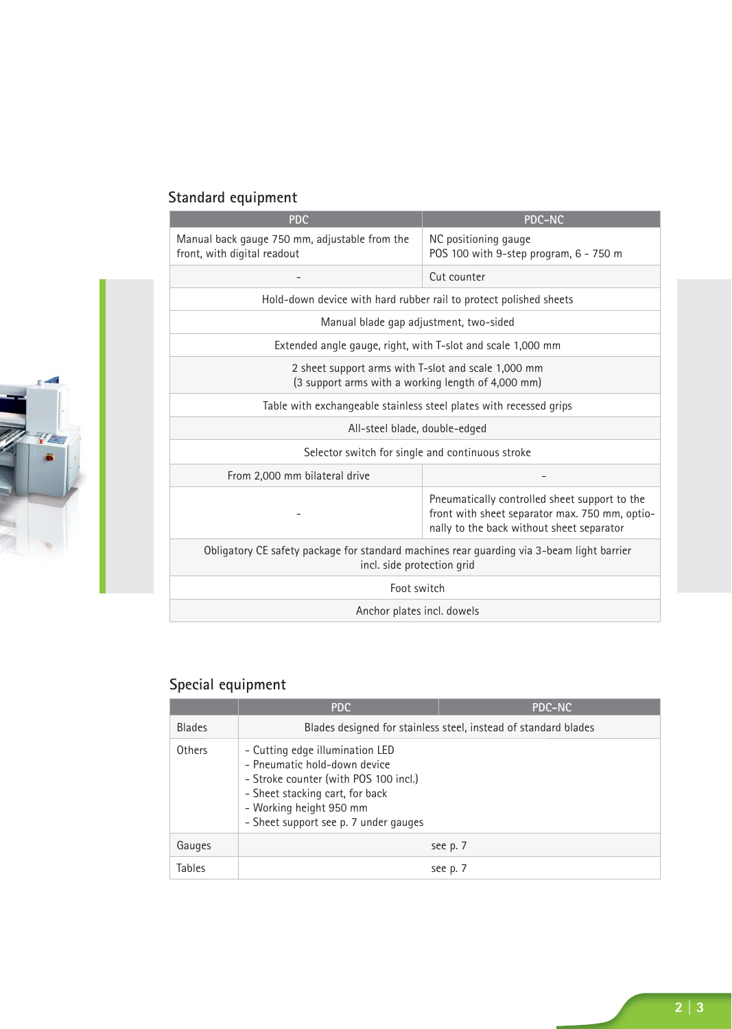## Standard equipment

| PDC | PDC-NC |
|---|---|
| Manual back gauge 750 mm, adjustable from the front, with digital readout | NC positioning gauge<br>POS 100 with 9-step program, 6 – 750 m |
| - | Cut counter |
| Hold-down device with hard rubber rail to protect polished sheets | |
| Manual blade gap adjustment, two-sided | |
| Extended angle gauge, right, with T-slot and scale 1,000 mm | |
| 2 sheet support arms with T-slot and scale 1,000 mm<br>(3 support arms with a working length of 4,000 mm) | |
| Table with exchangeable stainless steel plates with recessed grips | |
| All-steel blade, double-edged | |
| Selector switch for single and continuous stroke | |
| From 2,000 mm bilateral drive | - |
| - | Pneumatically controlled sheet support to the front with sheet separator max. 750 mm, optionally to the back without sheet separator |
| Obligatory CE safety package for standard machines rear guarding via 3-beam light barrier incl. side protection grid | |
| Foot switch | |
| Anchor plates incl. dowels | |

## Special equipment

| | PDC | PDC-NC |
|---|---|---|
| Blades | Blades designed for stainless steel, instead of standard blades | |
| Others | - Cutting edge illumination LED<br>- Pneumatic hold-down device<br>- Stroke counter (with POS 100 incl.)<br>- Sheet stacking cart, for back<br>- Working height 950 mm<br>- Sheet support see p. 7 under gauges | |
| Gauges | see p. 7 | |
| Tables | see p. 7 | |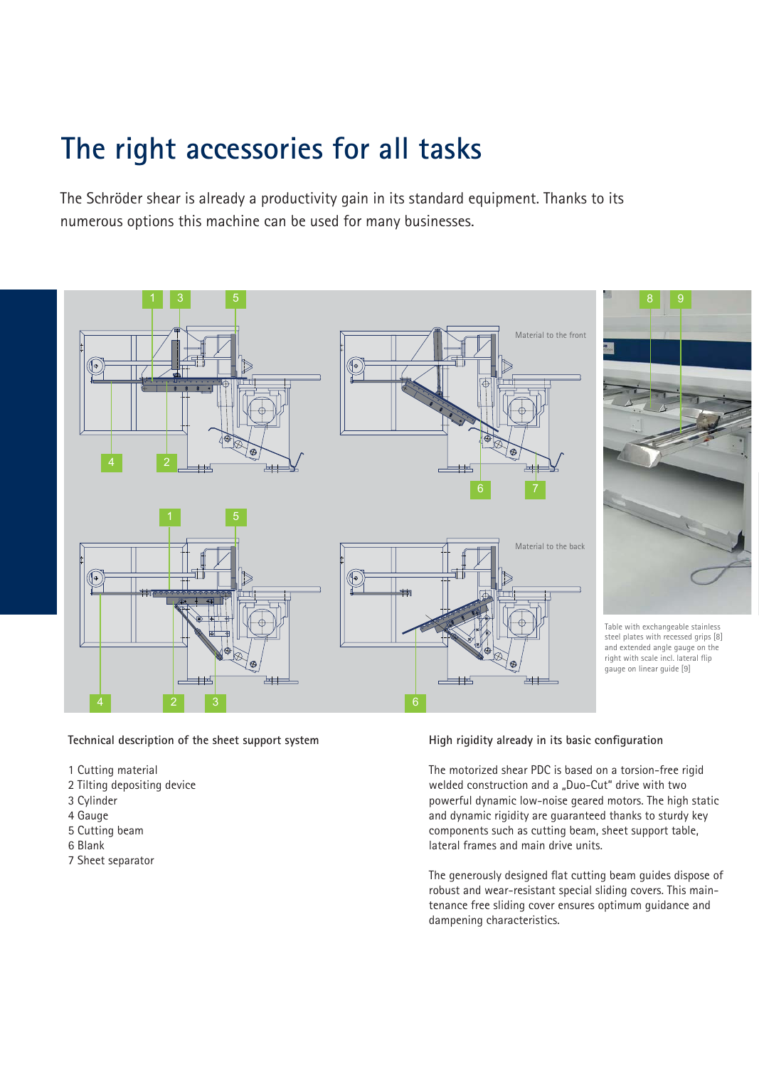# The right accessories for all tasks

The Schröder shear is already a productivity gain in its standard equipment. Thanks to its numerous options this machine can be used for many businesses.

Table with exchangeable stainless steel plates with recessed grips [8] and extended angle gauge on the right with scale incl. lateral flip gauge on linear guide [9]

### Technical description of the sheet support system

1 Cutting material
2 Tilting depositing device
3 Cylinder
4 Gauge
5 Cutting beam
6 Blank
7 Sheet separator

### High rigidity already in its basic configuration

The motorized shear PDC is based on a torsion-free rigid welded construction and a „Duo-Cut" drive with two powerful dynamic low-noise geared motors. The high static and dynamic rigidity are guaranteed thanks to sturdy key components such as cutting beam, sheet support table, lateral frames and main drive units.

The generously designed flat cutting beam guides dispose of robust and wear-resistant special sliding covers. This maintenance free sliding cover ensures optimum guidance and dampening characteristics.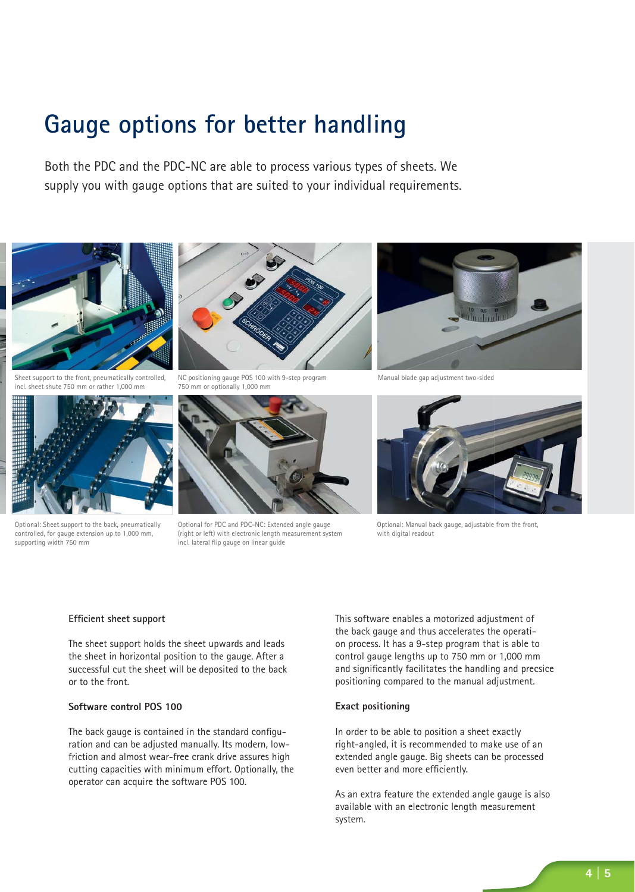# Gauge options for better handling

Both the PDC and the PDC-NC are able to process various types of sheets. We supply you with gauge options that are suited to your individual requirements.

Sheet support to the front, pneumatically controlled, incl. sheet shute 750 mm or rather 1,000 mm

NC positioning gauge POS 100 with 9-step program 750 mm or optionally 1,000 mm

Manual blade gap adjustment two-sided

Optional: Sheet support to the back, pneumatically controlled, for gauge extension up to 1,000 mm, supporting width 750 mm

Optional for PDC and PDC-NC: Extended angle gauge (right or left) with electronic length measurement system incl. lateral flip gauge on linear guide

Optional: Manual back gauge, adjustable from the front, with digital readout

**Efficient sheet support**

The sheet support holds the sheet upwards and leads the sheet in horizontal position to the gauge. After a successful cut the sheet will be deposited to the back or to the front.

**Software control POS 100**

The back gauge is contained in the standard configuration and can be adjusted manually. Its modern, low-friction and almost wear-free crank drive assures high cutting capacities with minimum effort. Optionally, the operator can acquire the software POS 100.

This software enables a motorized adjustment of the back gauge and thus accelerates the operation process. It has a 9-step program that is able to control gauge lengths up to 750 mm or 1,000 mm and significantly facilitates the handling and precsice positioning compared to the manual adjustment.

**Exact positioning**

In order to be able to position a sheet exactly right-angled, it is recommended to make use of an extended angle gauge. Big sheets can be processed even better and more efficiently.

As an extra feature the extended angle gauge is also available with an electronic length measurement system.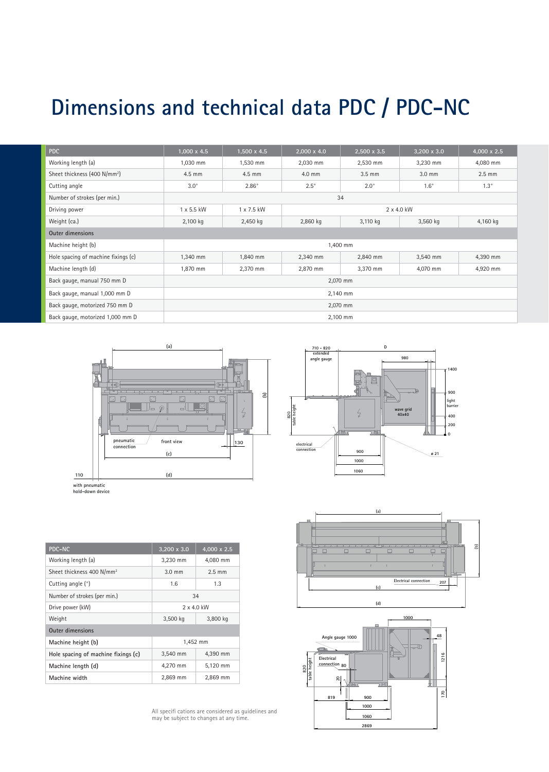# Dimensions and technical data PDC / PDC-NC

| PDC | 1,000 x 4.5 | 1,500 x 4.5 | 2,000 x 4.0 | 2,500 x 3.5 | 3,200 x 3.0 | 4,000 x 2.5 |
|---|---|---|---|---|---|---|
| Working length (a) | 1,030 mm | 1,530 mm | 2,030 mm | 2,530 mm | 3,230 mm | 4,080 mm |
| Sheet thickness (400 N/mm²) | 4.5 mm | 4.5 mm | 4.0 mm | 3.5 mm | 3.0 mm | 2.5 mm |
| Cutting angle | 3.0° | 2.86° | 2.5° | 2.0° | 1.6° | 1.3° |
| Number of strokes (per min.) | 34 | | | | | |
| Driving power | 1 x 5.5 kW | 1 x 7.5 kW | 2 x 4.0 kW | | | |
| Weight (ca.) | 2,100 kg | 2,450 kg | 2,860 kg | 3,110 kg | 3,560 kg | 4,160 kg |
| **Outer dimensions** | | | | | | |
| Machine height (b) | 1,400 mm | | | | | |
| Hole spacing of machine fixings (c) | 1,340 mm | 1,840 mm | 2,340 mm | 2,840 mm | 3,540 mm | 4,390 mm |
| Machine length (d) | 1,870 mm | 2,370 mm | 2,870 mm | 3,370 mm | 4,070 mm | 4,920 mm |
| Back gauge, manual 750 mm D | 2,070 mm | | | | | |
| Back gauge, manual 1,000 mm D | 2,140 mm | | | | | |
| Back gauge, motorized 750 mm D | 2,070 mm | | | | | |
| Back gauge, motorized 1,000 mm D | 2,100 mm | | | | | |

| PDC-NC | 3,200 x 3.0 | 4,000 x 2.5 |
|---|---|---|
| Working length (a) | 3,230 mm | 4,080 mm |
| Sheet thickness 400 N/mm² | 3.0 mm | 2.5 mm |
| Cutting angle (°) | 1.6 | 1.3 |
| Number of strokes (per min.) | 34 | |
| Drive power (kW) | 2 x 4.0 kW | |
| Weight | 3,500 kg | 3,800 kg |
| **Outer dimensions** | | |
| Machine height (b) | 1,452 mm | |
| Hole spacing of machine fixings (c) | 3,540 mm | 4,390 mm |
| Machine length (d) | 4,270 mm | 5,120 mm |
| Machine width | 2,869 mm | 2,869 mm |

All specifi cations are considered as guidelines and may be subject to changes at any time.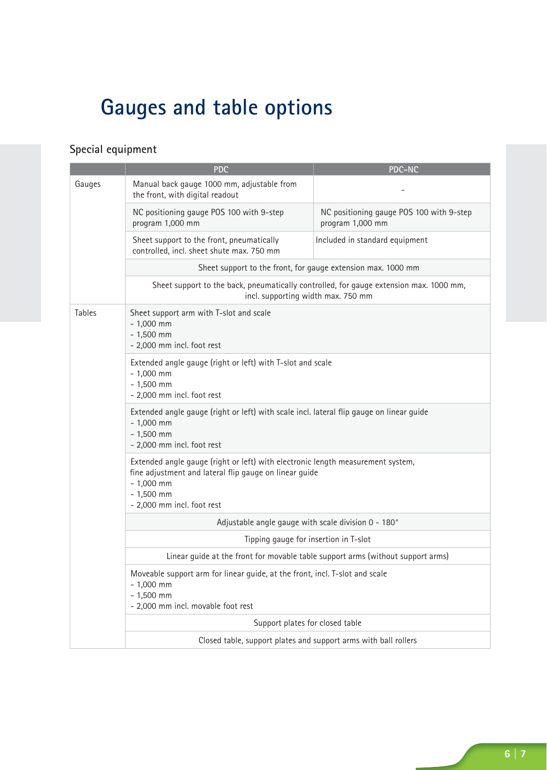# Gauges and table options

## Special equipment

| | PDC | PDC-NC |
|---|---|---|
| Gauges | Manual back gauge 1000 mm, adjustable from the front, with digital readout | - |
| | NC positioning gauge POS 100 with 9-step program 1,000 mm | NC positioning gauge POS 100 with 9-step program 1,000 mm |
| | Sheet support to the front, pneumatically controlled, incl. sheet shute max. 750 mm | Included in standard equipment |
| | Sheet support to the front, for gauge extension max. 1000 mm | |
| | Sheet support to the back, pneumatically controlled, for gauge extension max. 1000 mm, incl. supporting width max. 750 mm | |
| Tables | Sheet support arm with T-slot and scale<br>- 1,000 mm<br>- 1,500 mm<br>- 2,000 mm incl. foot rest | |
| | Extended angle gauge (right or left) with T-slot and scale<br>- 1,000 mm<br>- 1,500 mm<br>- 2,000 mm incl. foot rest | |
| | Extended angle gauge (right or left) with scale incl. lateral flip gauge on linear guide<br>- 1,000 mm<br>- 1,500 mm<br>- 2,000 mm incl. foot rest | |
| | Extended angle gauge (right or left) with electronic length measurement system, fine adjustment and lateral flip gauge on linear guide<br>- 1,000 mm<br>- 1,500 mm<br>- 2,000 mm incl. foot rest | |
| | Adjustable angle gauge with scale division 0 - 180° | |
| | Tipping gauge for insertion in T-slot | |
| | Linear guide at the front for movable table support arms (without support arms) | |
| | Moveable support arm for linear guide, at the front, incl. T-slot and scale<br>- 1,000 mm<br>- 1,500 mm<br>- 2,000 mm incl. movable foot rest | |
| | Support plates for closed table | |
| | Closed table, support plates and support arms with ball rollers | |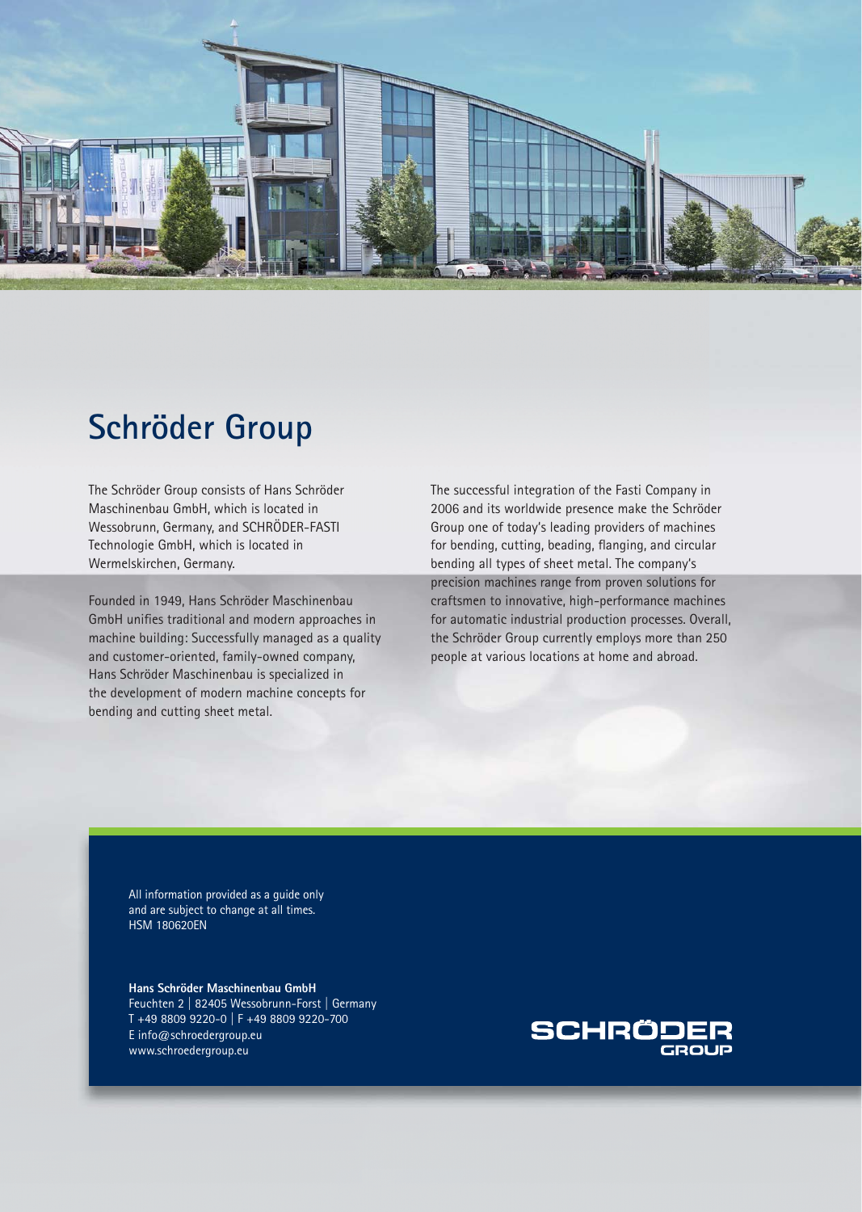# Schröder Group

The Schröder Group consists of Hans Schröder Maschinenbau GmbH, which is located in Wessobrunn, Germany, and SCHRÖDER-FASTI Technologie GmbH, which is located in Wermelskirchen, Germany.

Founded in 1949, Hans Schröder Maschinenbau GmbH unifies traditional and modern approaches in machine building: Successfully managed as a quality and customer-oriented, family-owned company, Hans Schröder Maschinenbau is specialized in the development of modern machine concepts for bending and cutting sheet metal.

The successful integration of the Fasti Company in 2006 and its worldwide presence make the Schröder Group one of today's leading providers of machines for bending, cutting, beading, flanging, and circular bending all types of sheet metal. The company's precision machines range from proven solutions for craftsmen to innovative, high-performance machines for automatic industrial production processes. Overall, the Schröder Group currently employs more than 250 people at various locations at home and abroad.

All information provided as a guide only and are subject to change at all times.
HSM 180620EN

**Hans Schröder Maschinenbau GmbH**
Feuchten 2 | 82405 Wessobrunn-Forst | Germany
T +49 8809 9220-0 | F +49 8809 9220-700
E info@schroedergroup.eu
www.schroedergroup.eu

SCHRÖDER GROUP